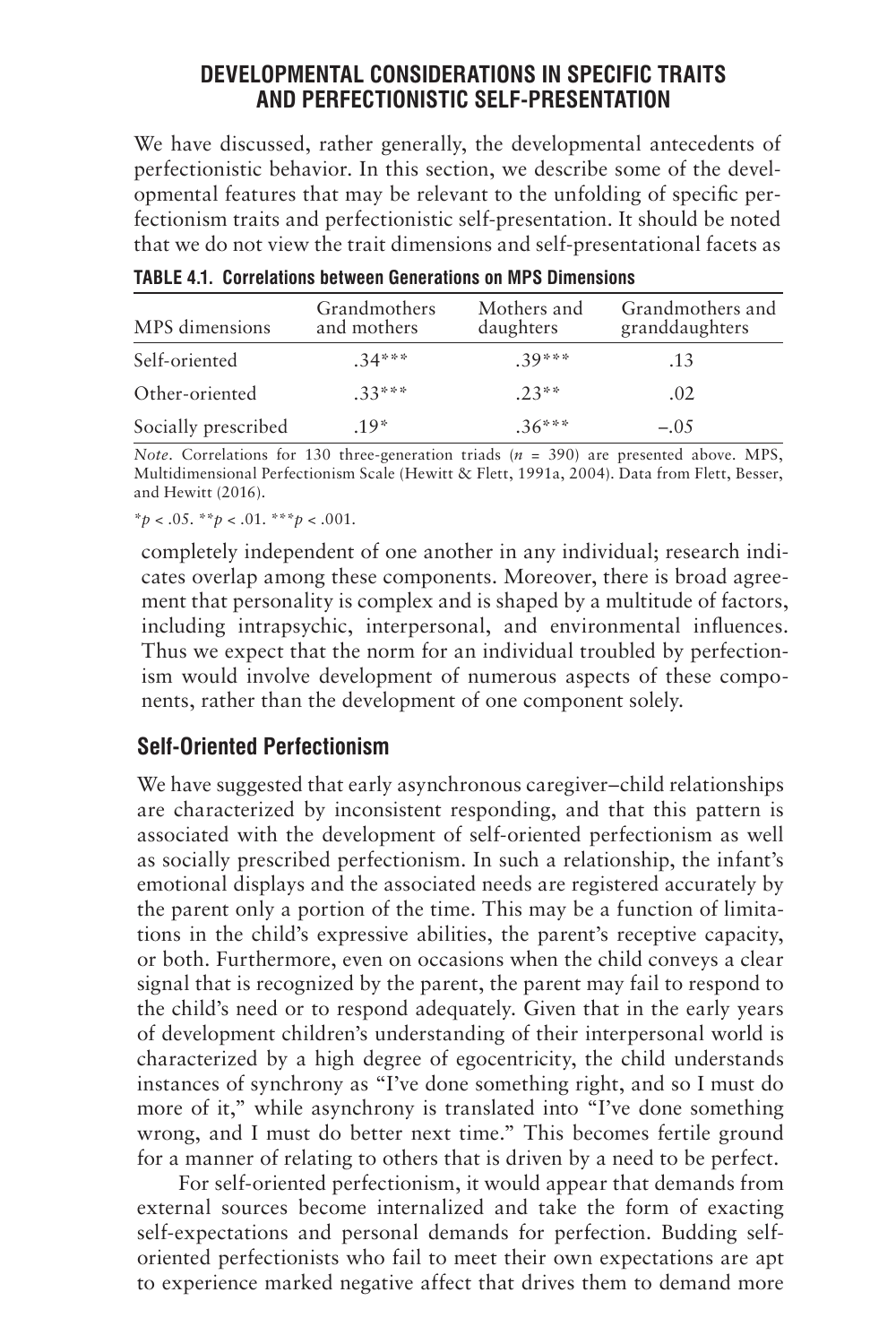## DEVELOPMENTAL CONSIDERATIONS IN SPECIFIC TRAITS AND PERFECTIONISTIC SELF-PRESENTATION

We have discussed, rather generally, the developmental antecedents of perfectionistic behavior. In this section, we describe some of the developmental features that may be relevant to the unfolding of specific perfectionism traits and perfectionistic self-presentation. It should be noted that we do not view the trait dimensions and self-presentational facets as completely independent of one another in any individual; research indicates overlap among these components. Moreover, there is broad agreement that personality is complex and is shaped by a multitude of factors, including intrapsychic, interpersonal, and environmental influences. Thus we expect that the norm for an individual troubled by perfectionism would involve development of numerous aspects of these components, rather than the development of one component solely.

**TABLE 4.1. Correlations between Generations on MPS Dimensions**

| MPS dimensions | Grandmothers and mothers | Mothers and daughters | Grandmothers and granddaughters |
|---|---|---|---|
| Self-oriented | .34*** | .39*** | .13 |
| Other-oriented | .33*** | .23** | .02 |
| Socially prescribed | .19* | .36*** | −.05 |

*Note*. Correlations for 130 three-generation triads ($n$ = 390) are presented above. MPS, Multidimensional Perfectionism Scale (Hewitt & Flett, 1991a, 2004). Data from Flett, Besser, and Hewitt (2016).

*$p < .05$. **$p < .01$. ***$p < .001$.

### Self-Oriented Perfectionism

We have suggested that early asynchronous caregiver–child relationships are characterized by inconsistent responding, and that this pattern is associated with the development of self-oriented perfectionism as well as socially prescribed perfectionism. In such a relationship, the infant's emotional displays and the associated needs are registered accurately by the parent only a portion of the time. This may be a function of limitations in the child's expressive abilities, the parent's receptive capacity, or both. Furthermore, even on occasions when the child conveys a clear signal that is recognized by the parent, the parent may fail to respond to the child's need or to respond adequately. Given that in the early years of development children's understanding of their interpersonal world is characterized by a high degree of egocentricity, the child understands instances of synchrony as "I've done something right, and so I must do more of it," while asynchrony is translated into "I've done something wrong, and I must do better next time." This becomes fertile ground for a manner of relating to others that is driven by a need to be perfect.

For self-oriented perfectionism, it would appear that demands from external sources become internalized and take the form of exacting self-expectations and personal demands for perfection. Budding self-oriented perfectionists who fail to meet their own expectations are apt to experience marked negative affect that drives them to demand more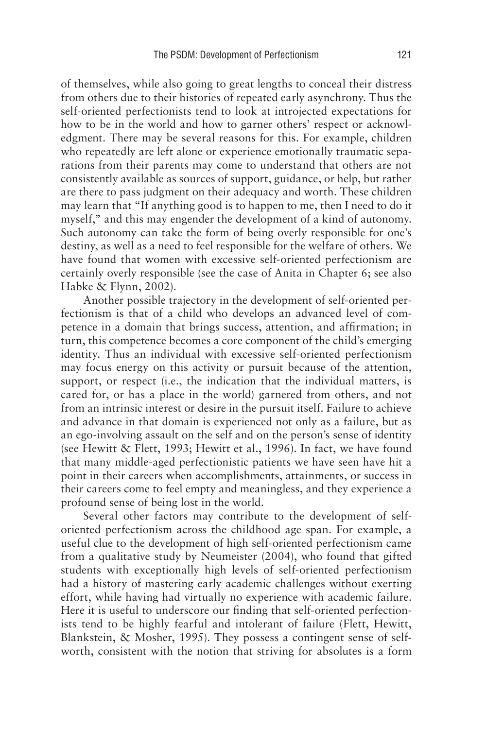of themselves, while also going to great lengths to conceal their distress from others due to their histories of repeated early asynchrony. Thus the self-oriented perfectionists tend to look at introjected expectations for how to be in the world and how to garner others' respect or acknowledgment. There may be several reasons for this. For example, children who repeatedly are left alone or experience emotionally traumatic separations from their parents may come to understand that others are not consistently available as sources of support, guidance, or help, but rather are there to pass judgment on their adequacy and worth. These children may learn that "If anything good is to happen to me, then I need to do it myself," and this may engender the development of a kind of autonomy. Such autonomy can take the form of being overly responsible for one's destiny, as well as a need to feel responsible for the welfare of others. We have found that women with excessive self-oriented perfectionism are certainly overly responsible (see the case of Anita in Chapter 6; see also Habke & Flynn, 2002).

Another possible trajectory in the development of self-oriented perfectionism is that of a child who develops an advanced level of competence in a domain that brings success, attention, and affirmation; in turn, this competence becomes a core component of the child's emerging identity. Thus an individual with excessive self-oriented perfectionism may focus energy on this activity or pursuit because of the attention, support, or respect (i.e., the indication that the individual matters, is cared for, or has a place in the world) garnered from others, and not from an intrinsic interest or desire in the pursuit itself. Failure to achieve and advance in that domain is experienced not only as a failure, but as an ego-involving assault on the self and on the person's sense of identity (see Hewitt & Flett, 1993; Hewitt et al., 1996). In fact, we have found that many middle-aged perfectionistic patients we have seen have hit a point in their careers when accomplishments, attainments, or success in their careers come to feel empty and meaningless, and they experience a profound sense of being lost in the world.

Several other factors may contribute to the development of self-oriented perfectionism across the childhood age span. For example, a useful clue to the development of high self-oriented perfectionism came from a qualitative study by Neumeister (2004), who found that gifted students with exceptionally high levels of self-oriented perfectionism had a history of mastering early academic challenges without exerting effort, while having had virtually no experience with academic failure. Here it is useful to underscore our finding that self-oriented perfectionists tend to be highly fearful and intolerant of failure (Flett, Hewitt, Blankstein, & Mosher, 1995). They possess a contingent sense of self-worth, consistent with the notion that striving for absolutes is a form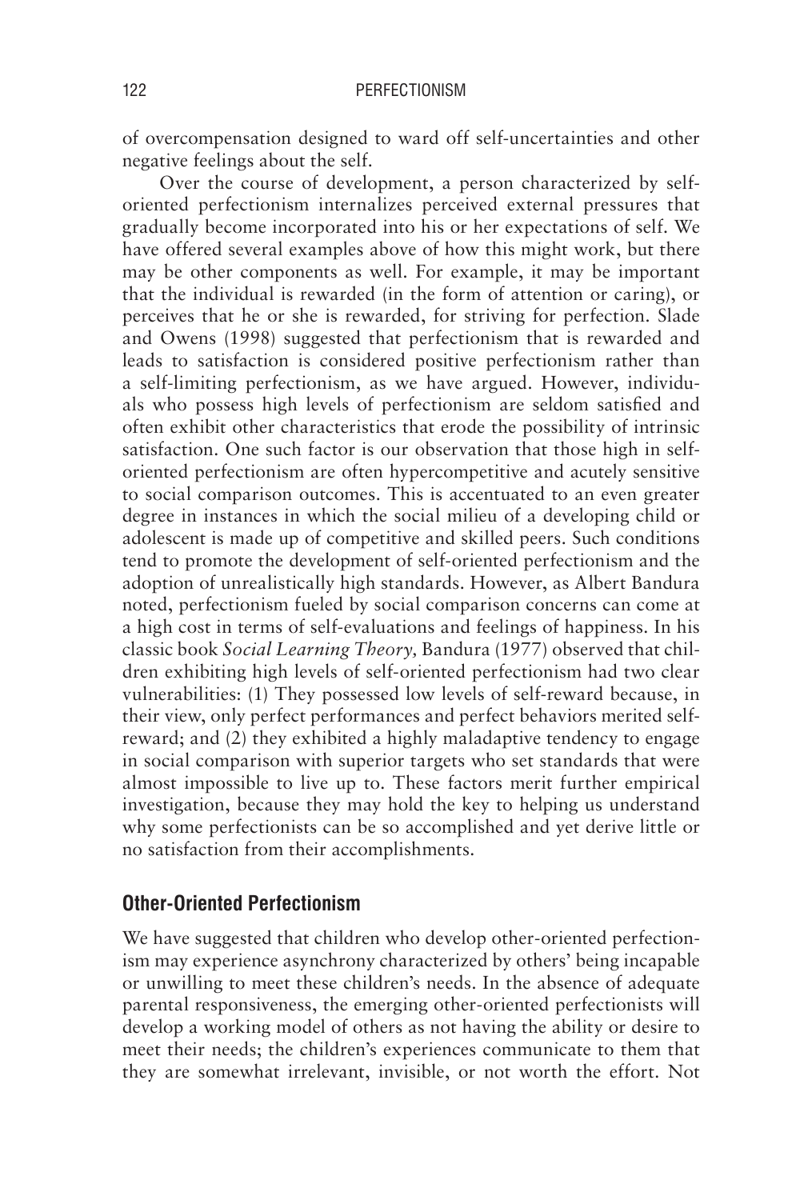of overcompensation designed to ward off self-uncertainties and other negative feelings about the self.

Over the course of development, a person characterized by self-oriented perfectionism internalizes perceived external pressures that gradually become incorporated into his or her expectations of self. We have offered several examples above of how this might work, but there may be other components as well. For example, it may be important that the individual is rewarded (in the form of attention or caring), or perceives that he or she is rewarded, for striving for perfection. Slade and Owens (1998) suggested that perfectionism that is rewarded and leads to satisfaction is considered positive perfectionism rather than a self-limiting perfectionism, as we have argued. However, individuals who possess high levels of perfectionism are seldom satisfied and often exhibit other characteristics that erode the possibility of intrinsic satisfaction. One such factor is our observation that those high in self-oriented perfectionism are often hypercompetitive and acutely sensitive to social comparison outcomes. This is accentuated to an even greater degree in instances in which the social milieu of a developing child or adolescent is made up of competitive and skilled peers. Such conditions tend to promote the development of self-oriented perfectionism and the adoption of unrealistically high standards. However, as Albert Bandura noted, perfectionism fueled by social comparison concerns can come at a high cost in terms of self-evaluations and feelings of happiness. In his classic book *Social Learning Theory,* Bandura (1977) observed that children exhibiting high levels of self-oriented perfectionism had two clear vulnerabilities: (1) They possessed low levels of self-reward because, in their view, only perfect performances and perfect behaviors merited self-reward; and (2) they exhibited a highly maladaptive tendency to engage in social comparison with superior targets who set standards that were almost impossible to live up to. These factors merit further empirical investigation, because they may hold the key to helping us understand why some perfectionists can be so accomplished and yet derive little or no satisfaction from their accomplishments.

## Other-Oriented Perfectionism

We have suggested that children who develop other-oriented perfectionism may experience asynchrony characterized by others' being incapable or unwilling to meet these children's needs. In the absence of adequate parental responsiveness, the emerging other-oriented perfectionists will develop a working model of others as not having the ability or desire to meet their needs; the children's experiences communicate to them that they are somewhat irrelevant, invisible, or not worth the effort. Not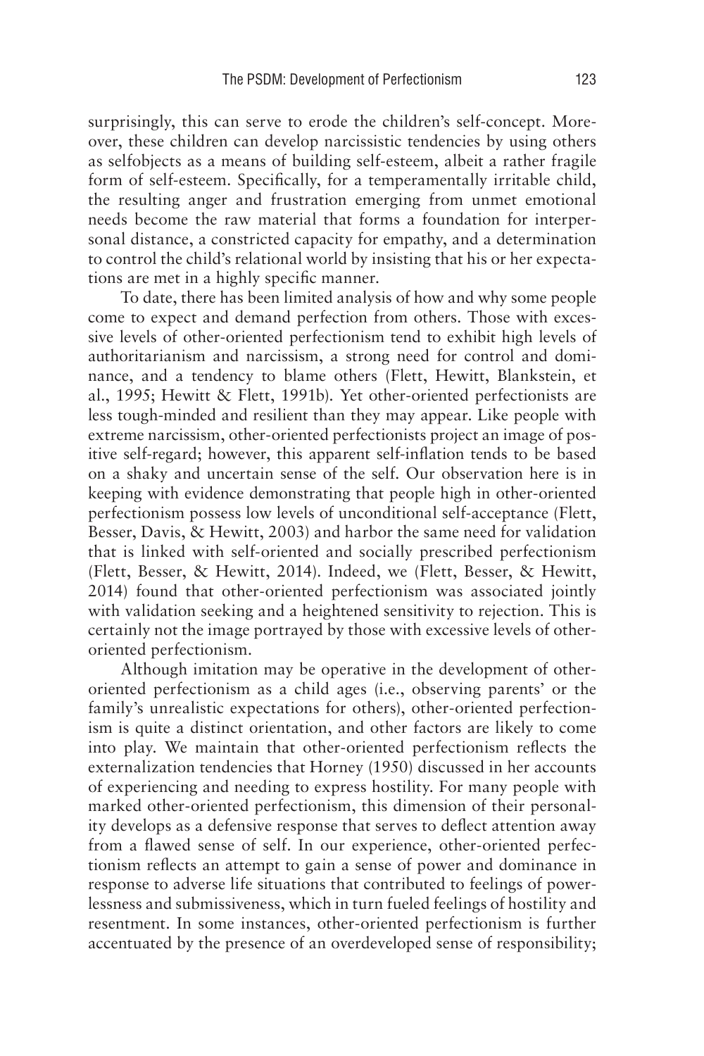surprisingly, this can serve to erode the children's self-concept. Moreover, these children can develop narcissistic tendencies by using others as selfobjects as a means of building self-esteem, albeit a rather fragile form of self-esteem. Specifically, for a temperamentally irritable child, the resulting anger and frustration emerging from unmet emotional needs become the raw material that forms a foundation for interpersonal distance, a constricted capacity for empathy, and a determination to control the child's relational world by insisting that his or her expectations are met in a highly specific manner.

To date, there has been limited analysis of how and why some people come to expect and demand perfection from others. Those with excessive levels of other-oriented perfectionism tend to exhibit high levels of authoritarianism and narcissism, a strong need for control and dominance, and a tendency to blame others (Flett, Hewitt, Blankstein, et al., 1995; Hewitt & Flett, 1991b). Yet other-oriented perfectionists are less tough-minded and resilient than they may appear. Like people with extreme narcissism, other-oriented perfectionists project an image of positive self-regard; however, this apparent self-inflation tends to be based on a shaky and uncertain sense of the self. Our observation here is in keeping with evidence demonstrating that people high in other-oriented perfectionism possess low levels of unconditional self-acceptance (Flett, Besser, Davis, & Hewitt, 2003) and harbor the same need for validation that is linked with self-oriented and socially prescribed perfectionism (Flett, Besser, & Hewitt, 2014). Indeed, we (Flett, Besser, & Hewitt, 2014) found that other-oriented perfectionism was associated jointly with validation seeking and a heightened sensitivity to rejection. This is certainly not the image portrayed by those with excessive levels of other-oriented perfectionism.

Although imitation may be operative in the development of other-oriented perfectionism as a child ages (i.e., observing parents' or the family's unrealistic expectations for others), other-oriented perfectionism is quite a distinct orientation, and other factors are likely to come into play. We maintain that other-oriented perfectionism reflects the externalization tendencies that Horney (1950) discussed in her accounts of experiencing and needing to express hostility. For many people with marked other-oriented perfectionism, this dimension of their personality develops as a defensive response that serves to deflect attention away from a flawed sense of self. In our experience, other-oriented perfectionism reflects an attempt to gain a sense of power and dominance in response to adverse life situations that contributed to feelings of powerlessness and submissiveness, which in turn fueled feelings of hostility and resentment. In some instances, other-oriented perfectionism is further accentuated by the presence of an overdeveloped sense of responsibility;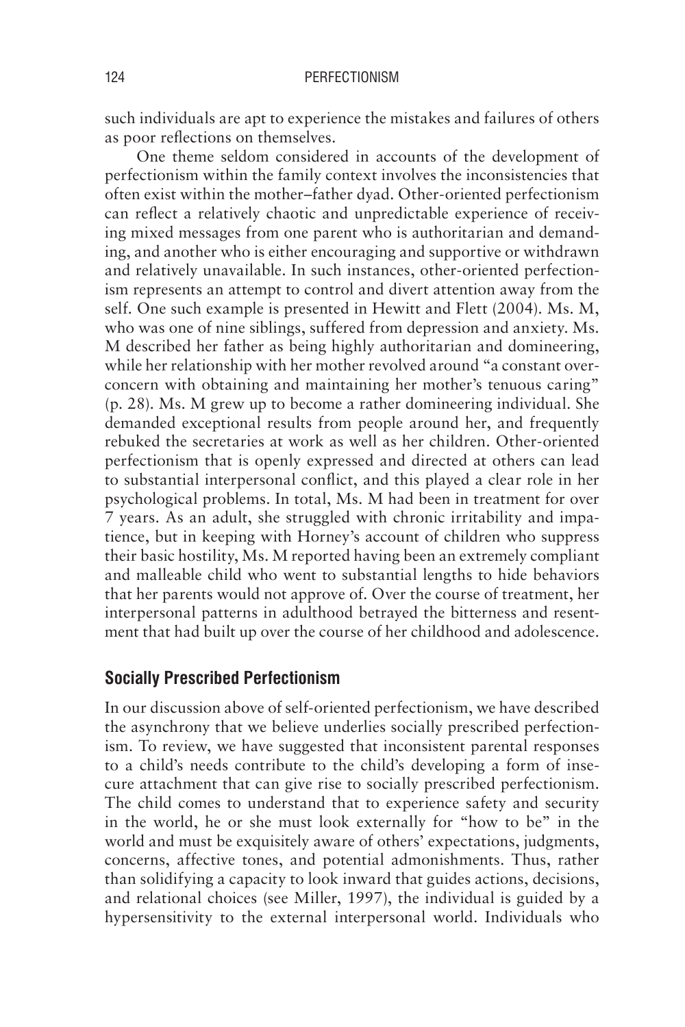such individuals are apt to experience the mistakes and failures of others as poor reflections on themselves.

One theme seldom considered in accounts of the development of perfectionism within the family context involves the inconsistencies that often exist within the mother–father dyad. Other-oriented perfectionism can reflect a relatively chaotic and unpredictable experience of receiving mixed messages from one parent who is authoritarian and demanding, and another who is either encouraging and supportive or withdrawn and relatively unavailable. In such instances, other-oriented perfectionism represents an attempt to control and divert attention away from the self. One such example is presented in Hewitt and Flett (2004). Ms. M, who was one of nine siblings, suffered from depression and anxiety. Ms. M described her father as being highly authoritarian and domineering, while her relationship with her mother revolved around "a constant overconcern with obtaining and maintaining her mother's tenuous caring" (p. 28). Ms. M grew up to become a rather domineering individual. She demanded exceptional results from people around her, and frequently rebuked the secretaries at work as well as her children. Other-oriented perfectionism that is openly expressed and directed at others can lead to substantial interpersonal conflict, and this played a clear role in her psychological problems. In total, Ms. M had been in treatment for over 7 years. As an adult, she struggled with chronic irritability and impatience, but in keeping with Horney's account of children who suppress their basic hostility, Ms. M reported having been an extremely compliant and malleable child who went to substantial lengths to hide behaviors that her parents would not approve of. Over the course of treatment, her interpersonal patterns in adulthood betrayed the bitterness and resentment that had built up over the course of her childhood and adolescence.

## Socially Prescribed Perfectionism

In our discussion above of self-oriented perfectionism, we have described the asynchrony that we believe underlies socially prescribed perfectionism. To review, we have suggested that inconsistent parental responses to a child's needs contribute to the child's developing a form of insecure attachment that can give rise to socially prescribed perfectionism. The child comes to understand that to experience safety and security in the world, he or she must look externally for "how to be" in the world and must be exquisitely aware of others' expectations, judgments, concerns, affective tones, and potential admonishments. Thus, rather than solidifying a capacity to look inward that guides actions, decisions, and relational choices (see Miller, 1997), the individual is guided by a hypersensitivity to the external interpersonal world. Individuals who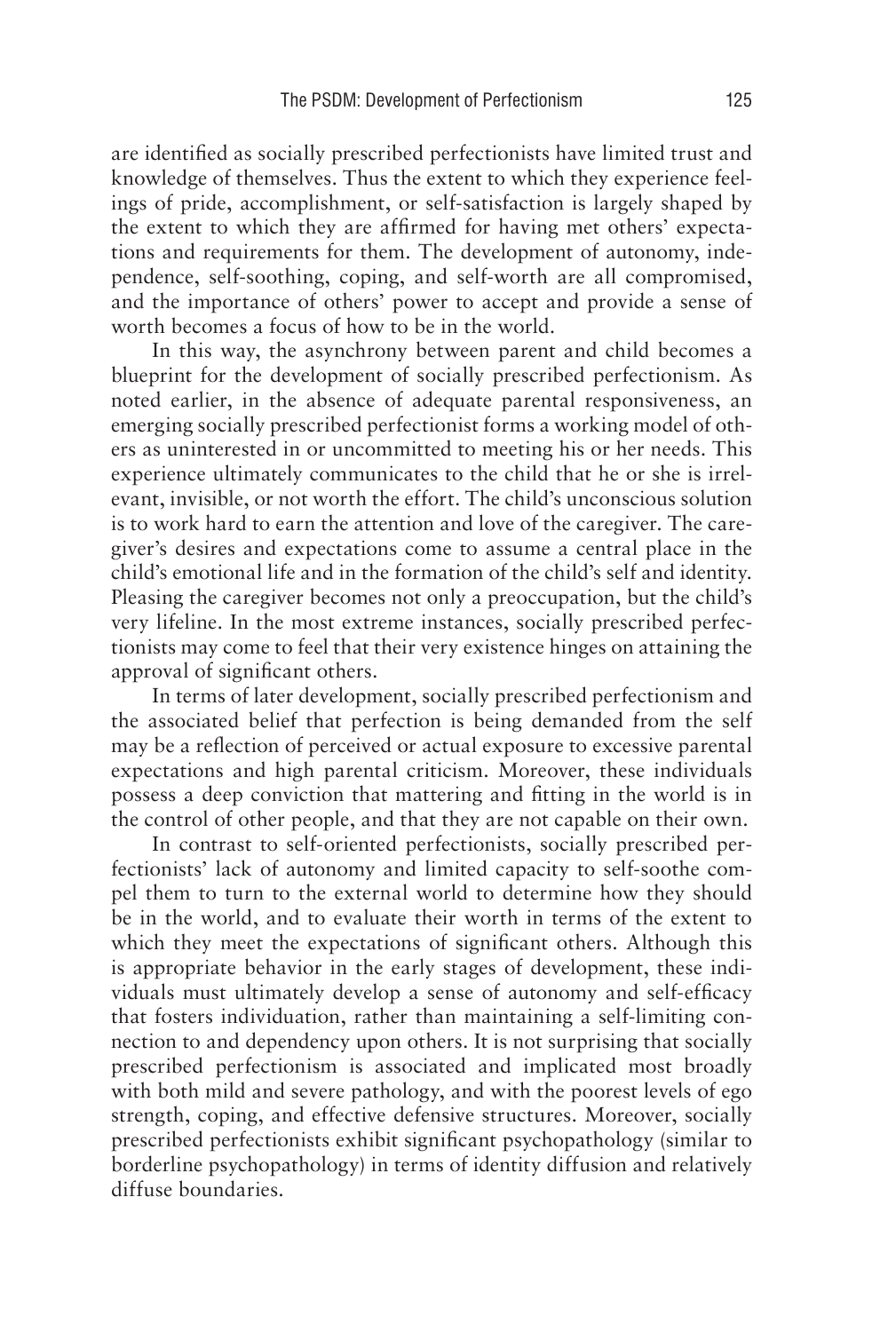are identified as socially prescribed perfectionists have limited trust and knowledge of themselves. Thus the extent to which they experience feelings of pride, accomplishment, or self-satisfaction is largely shaped by the extent to which they are affirmed for having met others' expectations and requirements for them. The development of autonomy, independence, self-soothing, coping, and self-worth are all compromised, and the importance of others' power to accept and provide a sense of worth becomes a focus of how to be in the world.

In this way, the asynchrony between parent and child becomes a blueprint for the development of socially prescribed perfectionism. As noted earlier, in the absence of adequate parental responsiveness, an emerging socially prescribed perfectionist forms a working model of others as uninterested in or uncommitted to meeting his or her needs. This experience ultimately communicates to the child that he or she is irrelevant, invisible, or not worth the effort. The child's unconscious solution is to work hard to earn the attention and love of the caregiver. The caregiver's desires and expectations come to assume a central place in the child's emotional life and in the formation of the child's self and identity. Pleasing the caregiver becomes not only a preoccupation, but the child's very lifeline. In the most extreme instances, socially prescribed perfectionists may come to feel that their very existence hinges on attaining the approval of significant others.

In terms of later development, socially prescribed perfectionism and the associated belief that perfection is being demanded from the self may be a reflection of perceived or actual exposure to excessive parental expectations and high parental criticism. Moreover, these individuals possess a deep conviction that mattering and fitting in the world is in the control of other people, and that they are not capable on their own.

In contrast to self-oriented perfectionists, socially prescribed perfectionists' lack of autonomy and limited capacity to self-soothe compel them to turn to the external world to determine how they should be in the world, and to evaluate their worth in terms of the extent to which they meet the expectations of significant others. Although this is appropriate behavior in the early stages of development, these individuals must ultimately develop a sense of autonomy and self-efficacy that fosters individuation, rather than maintaining a self-limiting connection to and dependency upon others. It is not surprising that socially prescribed perfectionism is associated and implicated most broadly with both mild and severe pathology, and with the poorest levels of ego strength, coping, and effective defensive structures. Moreover, socially prescribed perfectionists exhibit significant psychopathology (similar to borderline psychopathology) in terms of identity diffusion and relatively diffuse boundaries.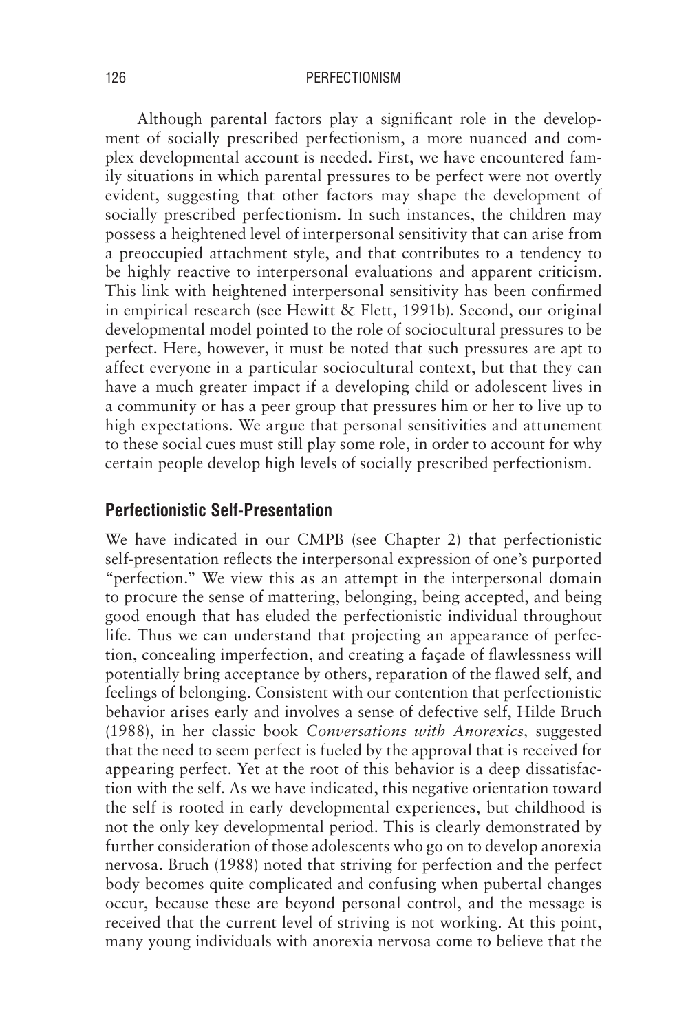Although parental factors play a significant role in the development of socially prescribed perfectionism, a more nuanced and complex developmental account is needed. First, we have encountered family situations in which parental pressures to be perfect were not overtly evident, suggesting that other factors may shape the development of socially prescribed perfectionism. In such instances, the children may possess a heightened level of interpersonal sensitivity that can arise from a preoccupied attachment style, and that contributes to a tendency to be highly reactive to interpersonal evaluations and apparent criticism. This link with heightened interpersonal sensitivity has been confirmed in empirical research (see Hewitt & Flett, 1991b). Second, our original developmental model pointed to the role of sociocultural pressures to be perfect. Here, however, it must be noted that such pressures are apt to affect everyone in a particular sociocultural context, but that they can have a much greater impact if a developing child or adolescent lives in a community or has a peer group that pressures him or her to live up to high expectations. We argue that personal sensitivities and attunement to these social cues must still play some role, in order to account for why certain people develop high levels of socially prescribed perfectionism.

## Perfectionistic Self-Presentation

We have indicated in our CMPB (see Chapter 2) that perfectionistic self-presentation reflects the interpersonal expression of one's purported "perfection." We view this as an attempt in the interpersonal domain to procure the sense of mattering, belonging, being accepted, and being good enough that has eluded the perfectionistic individual throughout life. Thus we can understand that projecting an appearance of perfection, concealing imperfection, and creating a façade of flawlessness will potentially bring acceptance by others, reparation of the flawed self, and feelings of belonging. Consistent with our contention that perfectionistic behavior arises early and involves a sense of defective self, Hilde Bruch (1988), in her classic book *Conversations with Anorexics,* suggested that the need to seem perfect is fueled by the approval that is received for appearing perfect. Yet at the root of this behavior is a deep dissatisfaction with the self. As we have indicated, this negative orientation toward the self is rooted in early developmental experiences, but childhood is not the only key developmental period. This is clearly demonstrated by further consideration of those adolescents who go on to develop anorexia nervosa. Bruch (1988) noted that striving for perfection and the perfect body becomes quite complicated and confusing when pubertal changes occur, because these are beyond personal control, and the message is received that the current level of striving is not working. At this point, many young individuals with anorexia nervosa come to believe that the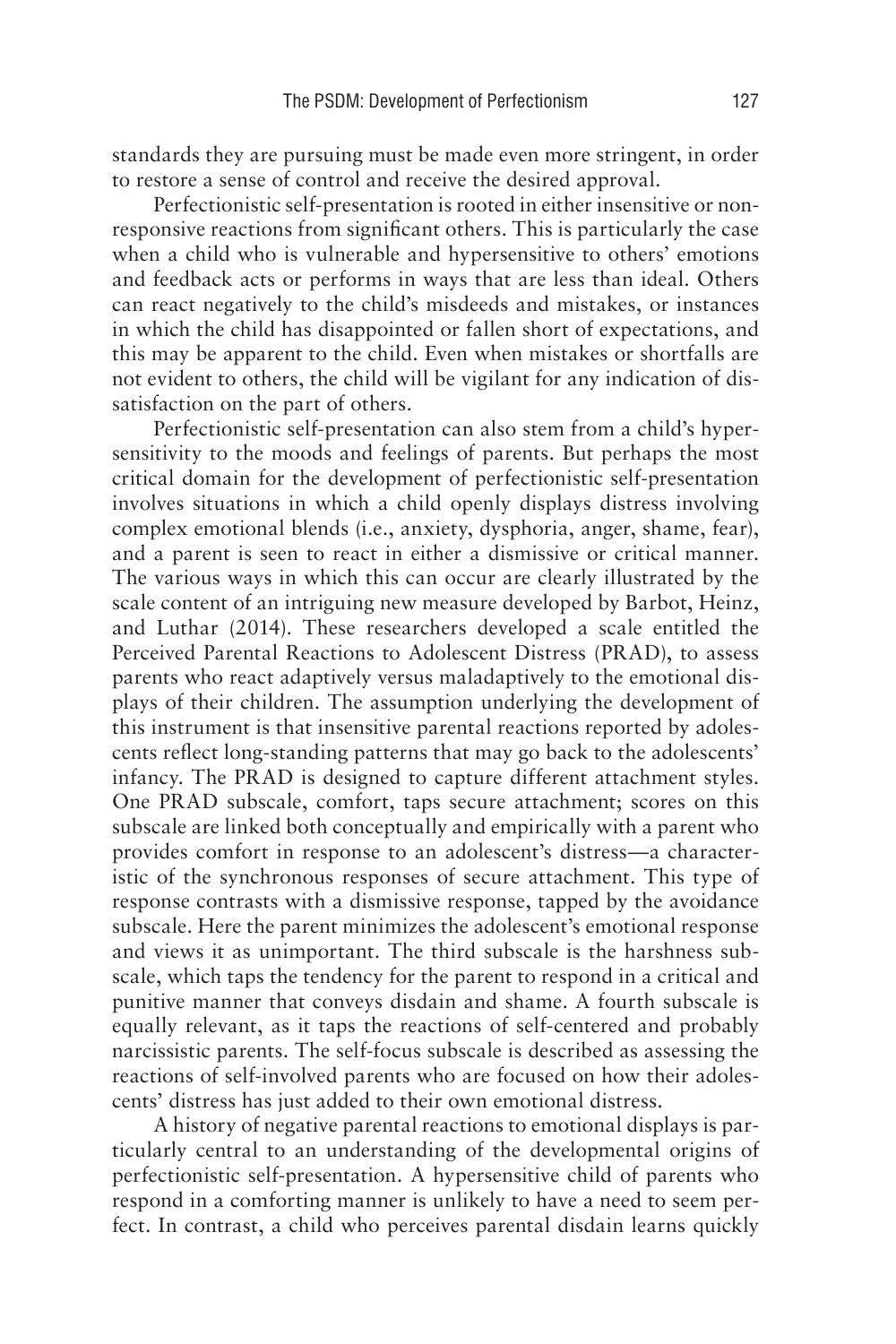standards they are pursuing must be made even more stringent, in order to restore a sense of control and receive the desired approval.

Perfectionistic self-presentation is rooted in either insensitive or nonresponsive reactions from significant others. This is particularly the case when a child who is vulnerable and hypersensitive to others' emotions and feedback acts or performs in ways that are less than ideal. Others can react negatively to the child's misdeeds and mistakes, or instances in which the child has disappointed or fallen short of expectations, and this may be apparent to the child. Even when mistakes or shortfalls are not evident to others, the child will be vigilant for any indication of dissatisfaction on the part of others.

Perfectionistic self-presentation can also stem from a child's hypersensitivity to the moods and feelings of parents. But perhaps the most critical domain for the development of perfectionistic self-presentation involves situations in which a child openly displays distress involving complex emotional blends (i.e., anxiety, dysphoria, anger, shame, fear), and a parent is seen to react in either a dismissive or critical manner. The various ways in which this can occur are clearly illustrated by the scale content of an intriguing new measure developed by Barbot, Heinz, and Luthar (2014). These researchers developed a scale entitled the Perceived Parental Reactions to Adolescent Distress (PRAD), to assess parents who react adaptively versus maladaptively to the emotional displays of their children. The assumption underlying the development of this instrument is that insensitive parental reactions reported by adolescents reflect long-standing patterns that may go back to the adolescents' infancy. The PRAD is designed to capture different attachment styles. One PRAD subscale, comfort, taps secure attachment; scores on this subscale are linked both conceptually and empirically with a parent who provides comfort in response to an adolescent's distress—a characteristic of the synchronous responses of secure attachment. This type of response contrasts with a dismissive response, tapped by the avoidance subscale. Here the parent minimizes the adolescent's emotional response and views it as unimportant. The third subscale is the harshness subscale, which taps the tendency for the parent to respond in a critical and punitive manner that conveys disdain and shame. A fourth subscale is equally relevant, as it taps the reactions of self-centered and probably narcissistic parents. The self-focus subscale is described as assessing the reactions of self-involved parents who are focused on how their adolescents' distress has just added to their own emotional distress.

A history of negative parental reactions to emotional displays is particularly central to an understanding of the developmental origins of perfectionistic self-presentation. A hypersensitive child of parents who respond in a comforting manner is unlikely to have a need to seem perfect. In contrast, a child who perceives parental disdain learns quickly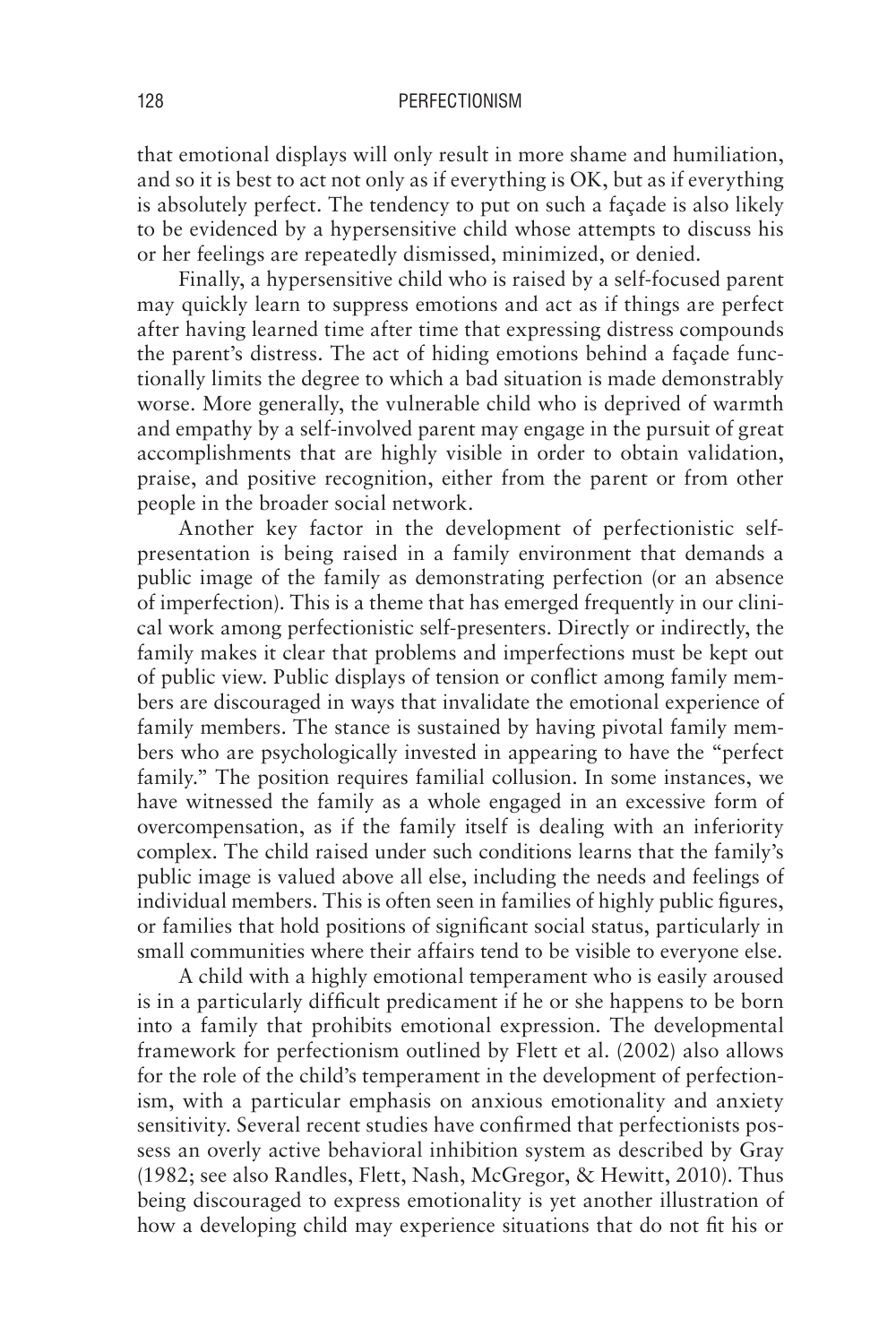that emotional displays will only result in more shame and humiliation, and so it is best to act not only as if everything is OK, but as if everything is absolutely perfect. The tendency to put on such a façade is also likely to be evidenced by a hypersensitive child whose attempts to discuss his or her feelings are repeatedly dismissed, minimized, or denied.

Finally, a hypersensitive child who is raised by a self-focused parent may quickly learn to suppress emotions and act as if things are perfect after having learned time after time that expressing distress compounds the parent's distress. The act of hiding emotions behind a façade functionally limits the degree to which a bad situation is made demonstrably worse. More generally, the vulnerable child who is deprived of warmth and empathy by a self-involved parent may engage in the pursuit of great accomplishments that are highly visible in order to obtain validation, praise, and positive recognition, either from the parent or from other people in the broader social network.

Another key factor in the development of perfectionistic self-presentation is being raised in a family environment that demands a public image of the family as demonstrating perfection (or an absence of imperfection). This is a theme that has emerged frequently in our clinical work among perfectionistic self-presenters. Directly or indirectly, the family makes it clear that problems and imperfections must be kept out of public view. Public displays of tension or conflict among family members are discouraged in ways that invalidate the emotional experience of family members. The stance is sustained by having pivotal family members who are psychologically invested in appearing to have the "perfect family." The position requires familial collusion. In some instances, we have witnessed the family as a whole engaged in an excessive form of overcompensation, as if the family itself is dealing with an inferiority complex. The child raised under such conditions learns that the family's public image is valued above all else, including the needs and feelings of individual members. This is often seen in families of highly public figures, or families that hold positions of significant social status, particularly in small communities where their affairs tend to be visible to everyone else.

A child with a highly emotional temperament who is easily aroused is in a particularly difficult predicament if he or she happens to be born into a family that prohibits emotional expression. The developmental framework for perfectionism outlined by Flett et al. (2002) also allows for the role of the child's temperament in the development of perfectionism, with a particular emphasis on anxious emotionality and anxiety sensitivity. Several recent studies have confirmed that perfectionists possess an overly active behavioral inhibition system as described by Gray (1982; see also Randles, Flett, Nash, McGregor, & Hewitt, 2010). Thus being discouraged to express emotionality is yet another illustration of how a developing child may experience situations that do not fit his or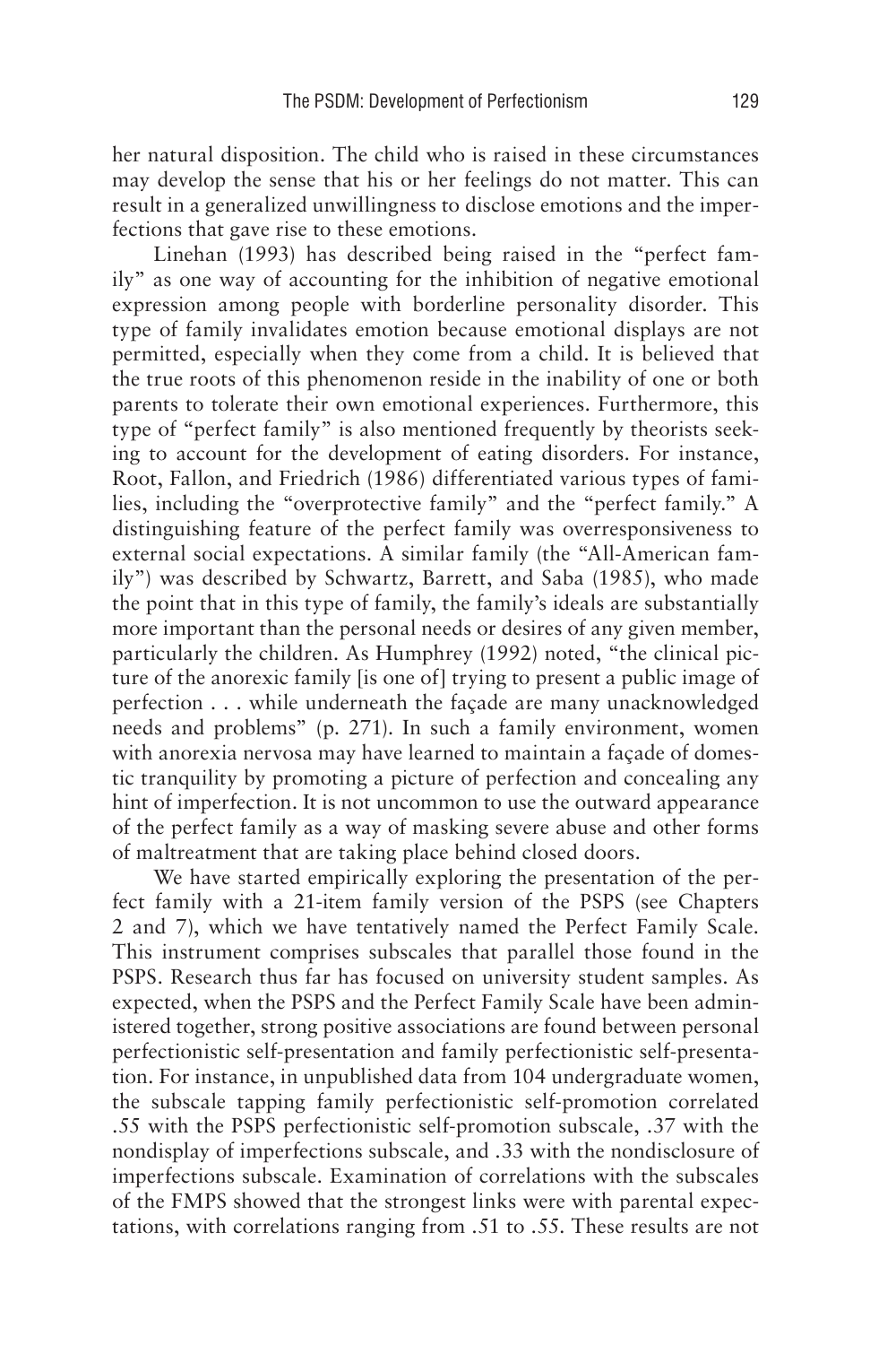her natural disposition. The child who is raised in these circumstances may develop the sense that his or her feelings do not matter. This can result in a generalized unwillingness to disclose emotions and the imperfections that gave rise to these emotions.

Linehan (1993) has described being raised in the "perfect family" as one way of accounting for the inhibition of negative emotional expression among people with borderline personality disorder. This type of family invalidates emotion because emotional displays are not permitted, especially when they come from a child. It is believed that the true roots of this phenomenon reside in the inability of one or both parents to tolerate their own emotional experiences. Furthermore, this type of "perfect family" is also mentioned frequently by theorists seeking to account for the development of eating disorders. For instance, Root, Fallon, and Friedrich (1986) differentiated various types of families, including the "overprotective family" and the "perfect family." A distinguishing feature of the perfect family was overresponsiveness to external social expectations. A similar family (the "All-American family") was described by Schwartz, Barrett, and Saba (1985), who made the point that in this type of family, the family's ideals are substantially more important than the personal needs or desires of any given member, particularly the children. As Humphrey (1992) noted, "the clinical picture of the anorexic family [is one of] trying to present a public image of perfection . . . while underneath the façade are many unacknowledged needs and problems" (p. 271). In such a family environment, women with anorexia nervosa may have learned to maintain a façade of domestic tranquility by promoting a picture of perfection and concealing any hint of imperfection. It is not uncommon to use the outward appearance of the perfect family as a way of masking severe abuse and other forms of maltreatment that are taking place behind closed doors.

We have started empirically exploring the presentation of the perfect family with a 21-item family version of the PSPS (see Chapters 2 and 7), which we have tentatively named the Perfect Family Scale. This instrument comprises subscales that parallel those found in the PSPS. Research thus far has focused on university student samples. As expected, when the PSPS and the Perfect Family Scale have been administered together, strong positive associations are found between personal perfectionistic self-presentation and family perfectionistic self-presentation. For instance, in unpublished data from 104 undergraduate women, the subscale tapping family perfectionistic self-promotion correlated .55 with the PSPS perfectionistic self-promotion subscale, .37 with the nondisplay of imperfections subscale, and .33 with the nondisclosure of imperfections subscale. Examination of correlations with the subscales of the FMPS showed that the strongest links were with parental expectations, with correlations ranging from .51 to .55. These results are not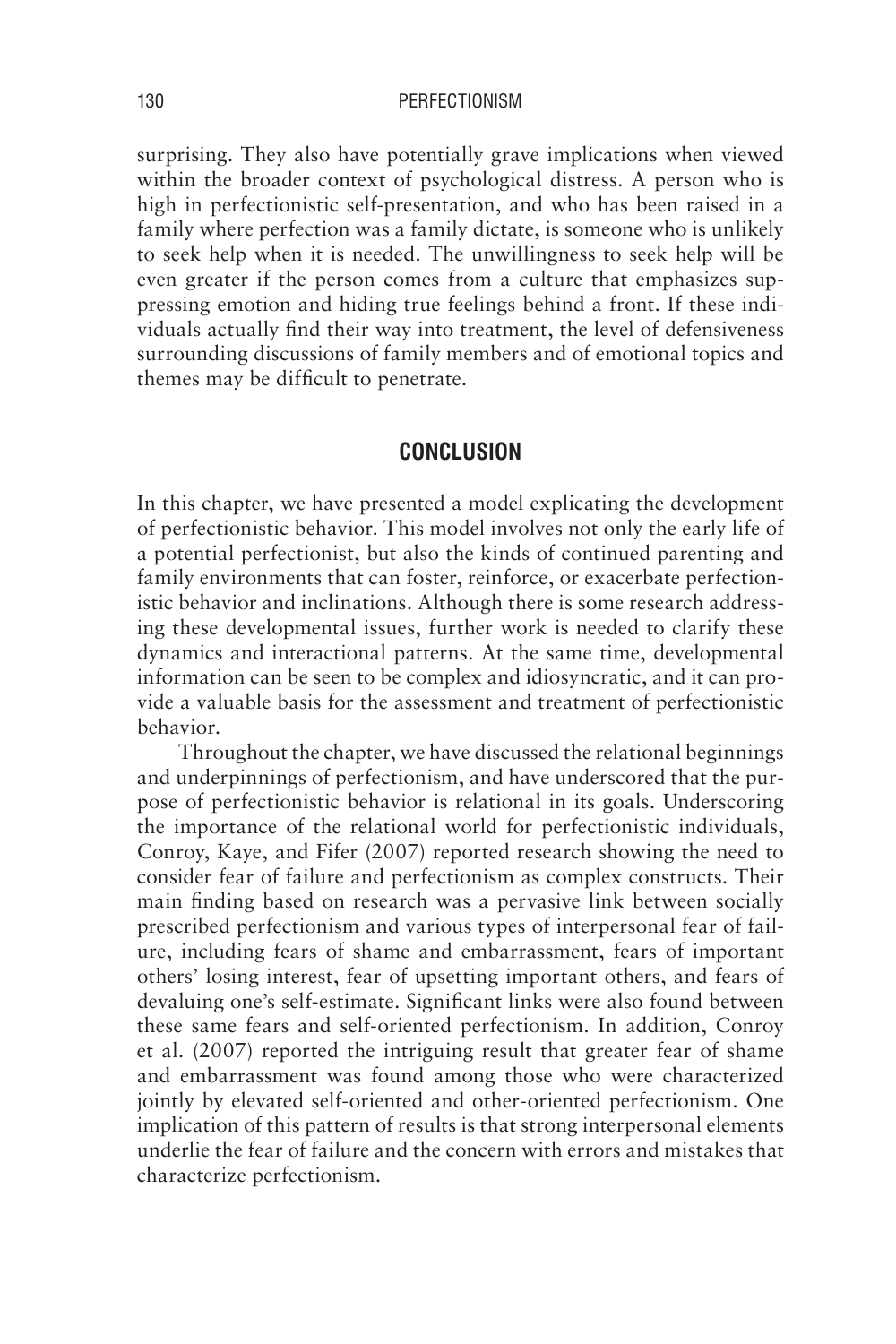surprising. They also have potentially grave implications when viewed within the broader context of psychological distress. A person who is high in perfectionistic self-presentation, and who has been raised in a family where perfection was a family dictate, is someone who is unlikely to seek help when it is needed. The unwillingness to seek help will be even greater if the person comes from a culture that emphasizes suppressing emotion and hiding true feelings behind a front. If these individuals actually find their way into treatment, the level of defensiveness surrounding discussions of family members and of emotional topics and themes may be difficult to penetrate.

## CONCLUSION

In this chapter, we have presented a model explicating the development of perfectionistic behavior. This model involves not only the early life of a potential perfectionist, but also the kinds of continued parenting and family environments that can foster, reinforce, or exacerbate perfectionistic behavior and inclinations. Although there is some research addressing these developmental issues, further work is needed to clarify these dynamics and interactional patterns. At the same time, developmental information can be seen to be complex and idiosyncratic, and it can provide a valuable basis for the assessment and treatment of perfectionistic behavior.

Throughout the chapter, we have discussed the relational beginnings and underpinnings of perfectionism, and have underscored that the purpose of perfectionistic behavior is relational in its goals. Underscoring the importance of the relational world for perfectionistic individuals, Conroy, Kaye, and Fifer (2007) reported research showing the need to consider fear of failure and perfectionism as complex constructs. Their main finding based on research was a pervasive link between socially prescribed perfectionism and various types of interpersonal fear of failure, including fears of shame and embarrassment, fears of important others' losing interest, fear of upsetting important others, and fears of devaluing one's self-estimate. Significant links were also found between these same fears and self-oriented perfectionism. In addition, Conroy et al. (2007) reported the intriguing result that greater fear of shame and embarrassment was found among those who were characterized jointly by elevated self-oriented and other-oriented perfectionism. One implication of this pattern of results is that strong interpersonal elements underlie the fear of failure and the concern with errors and mistakes that characterize perfectionism.